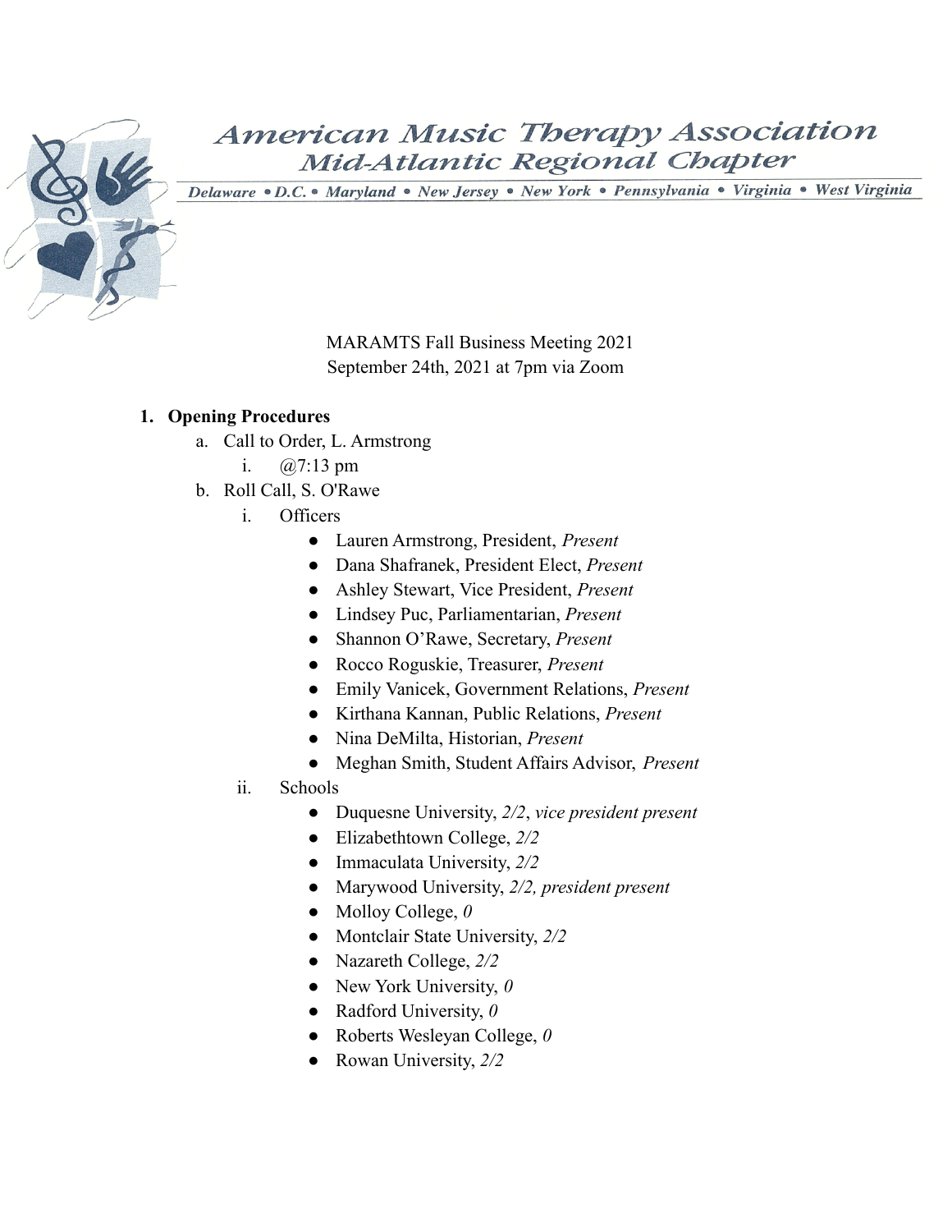# American Music Therapy Association
## Mid-Atlantic Regional Chapter

Delaware • D.C. • Maryland • New Jersey • New York • Pennsylvania • Virginia • West Virginia

MARAMTS Fall Business Meeting 2021
September 24th, 2021 at 7pm via Zoom

1. **Opening Procedures**
   a. Call to Order, L. Armstrong
      i. @7:13 pm
   b. Roll Call, S. O'Rawe
      i. Officers
         - Lauren Armstrong, President, *Present*
         - Dana Shafranek, President Elect, *Present*
         - Ashley Stewart, Vice President, *Present*
         - Lindsey Puc, Parliamentarian, *Present*
         - Shannon O'Rawe, Secretary, *Present*
         - Rocco Roguskie, Treasurer, *Present*
         - Emily Vanicek, Government Relations, *Present*
         - Kirthana Kannan, Public Relations, *Present*
         - Nina DeMilta, Historian, *Present*
         - Meghan Smith, Student Affairs Advisor, *Present*
      ii. Schools
         - Duquesne University, *2/2*, *vice president present*
         - Elizabethtown College, *2/2*
         - Immaculata University, *2/2*
         - Marywood University, *2/2, president present*
         - Molloy College, *0*
         - Montclair State University, *2/2*
         - Nazareth College, *2/2*
         - New York University, *0*
         - Radford University, *0*
         - Roberts Wesleyan College, *0*
         - Rowan University, *2/2*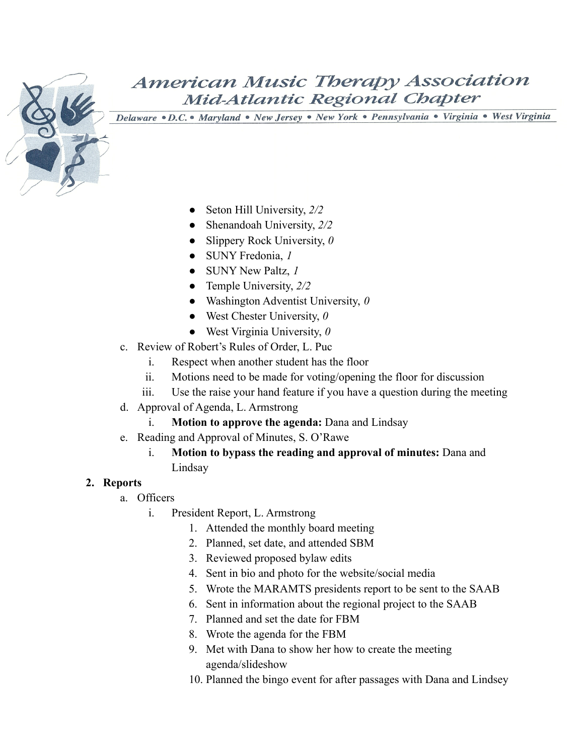- Seton Hill University, *2/2*
- Shenandoah University, *2/2*
- Slippery Rock University, *0*
- SUNY Fredonia, *1*
- SUNY New Paltz, *1*
- Temple University, *2/2*
- Washington Adventist University, *0*
- West Chester University, *0*
- West Virginia University, *0*

c. Review of Robert's Rules of Order, L. Puc
   i. Respect when another student has the floor
   ii. Motions need to be made for voting/opening the floor for discussion
   iii. Use the raise your hand feature if you have a question during the meeting

d. Approval of Agenda, L. Armstrong
   i. **Motion to approve the agenda:** Dana and Lindsay

e. Reading and Approval of Minutes, S. O'Rawe
   i. **Motion to bypass the reading and approval of minutes:** Dana and Lindsay

**2. Reports**

a. Officers
   i. President Report, L. Armstrong
      1. Attended the monthly board meeting
      2. Planned, set date, and attended SBM
      3. Reviewed proposed bylaw edits
      4. Sent in bio and photo for the website/social media
      5. Wrote the MARAMTS presidents report to be sent to the SAAB
      6. Sent in information about the regional project to the SAAB
      7. Planned and set the date for FBM
      8. Wrote the agenda for the FBM
      9. Met with Dana to show her how to create the meeting agenda/slideshow
      10. Planned the bingo event for after passages with Dana and Lindsey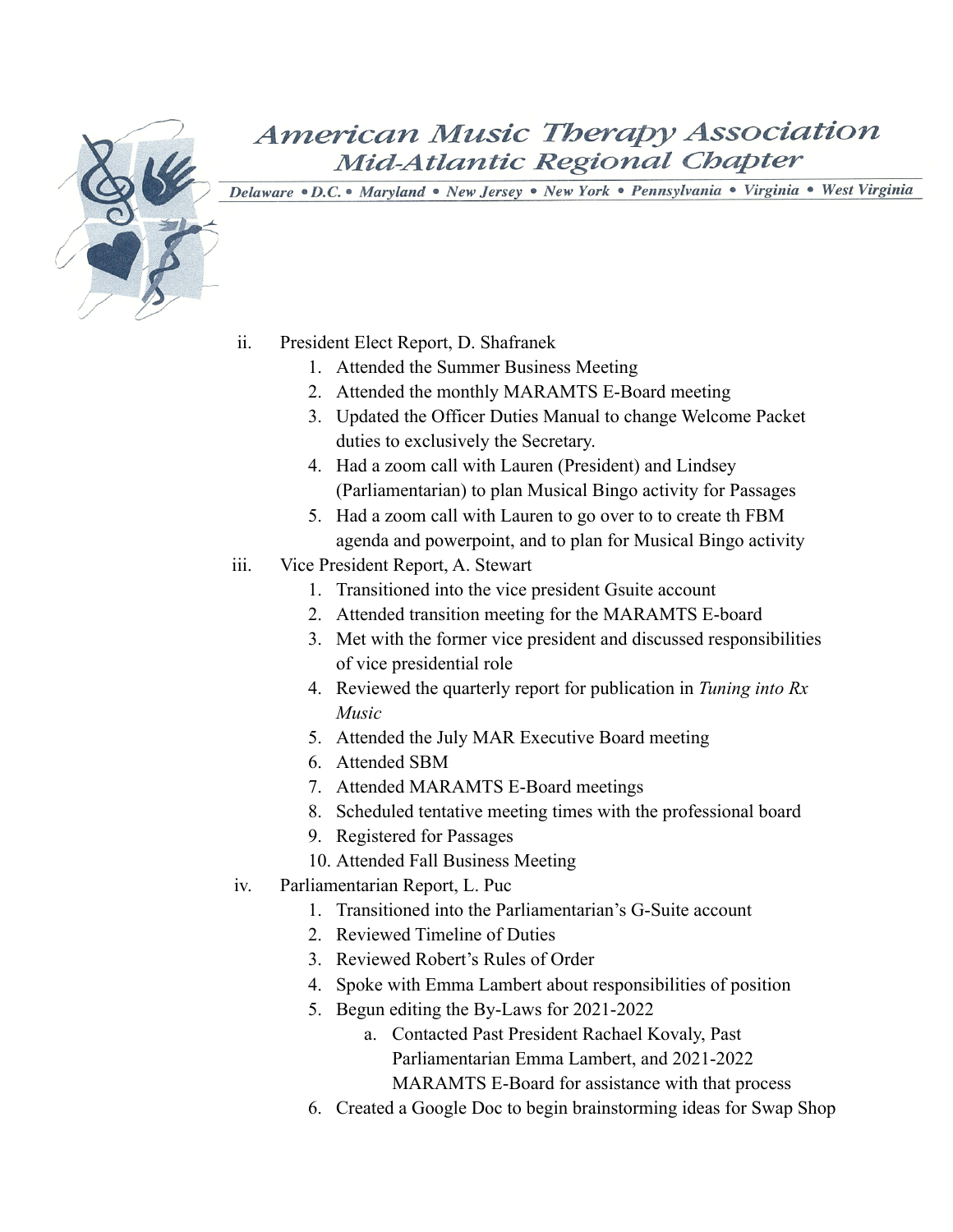ii. President Elect Report, D. Shafranek
    1. Attended the Summer Business Meeting
    2. Attended the monthly MARAMTS E-Board meeting
    3. Updated the Officer Duties Manual to change Welcome Packet duties to exclusively the Secretary.
    4. Had a zoom call with Lauren (President) and Lindsey (Parliamentarian) to plan Musical Bingo activity for Passages
    5. Had a zoom call with Lauren to go over to to create th FBM agenda and powerpoint, and to plan for Musical Bingo activity

iii. Vice President Report, A. Stewart
    1. Transitioned into the vice president Gsuite account
    2. Attended transition meeting for the MARAMTS E-board
    3. Met with the former vice president and discussed responsibilities of vice presidential role
    4. Reviewed the quarterly report for publication in *Tuning into Rx Music*
    5. Attended the July MAR Executive Board meeting
    6. Attended SBM
    7. Attended MARAMTS E-Board meetings
    8. Scheduled tentative meeting times with the professional board
    9. Registered for Passages
    10. Attended Fall Business Meeting

iv. Parliamentarian Report, L. Puc
    1. Transitioned into the Parliamentarian's G-Suite account
    2. Reviewed Timeline of Duties
    3. Reviewed Robert's Rules of Order
    4. Spoke with Emma Lambert about responsibilities of position
    5. Begun editing the By-Laws for 2021-2022
        a. Contacted Past President Rachael Kovaly, Past Parliamentarian Emma Lambert, and 2021-2022 MARAMTS E-Board for assistance with that process
    6. Created a Google Doc to begin brainstorming ideas for Swap Shop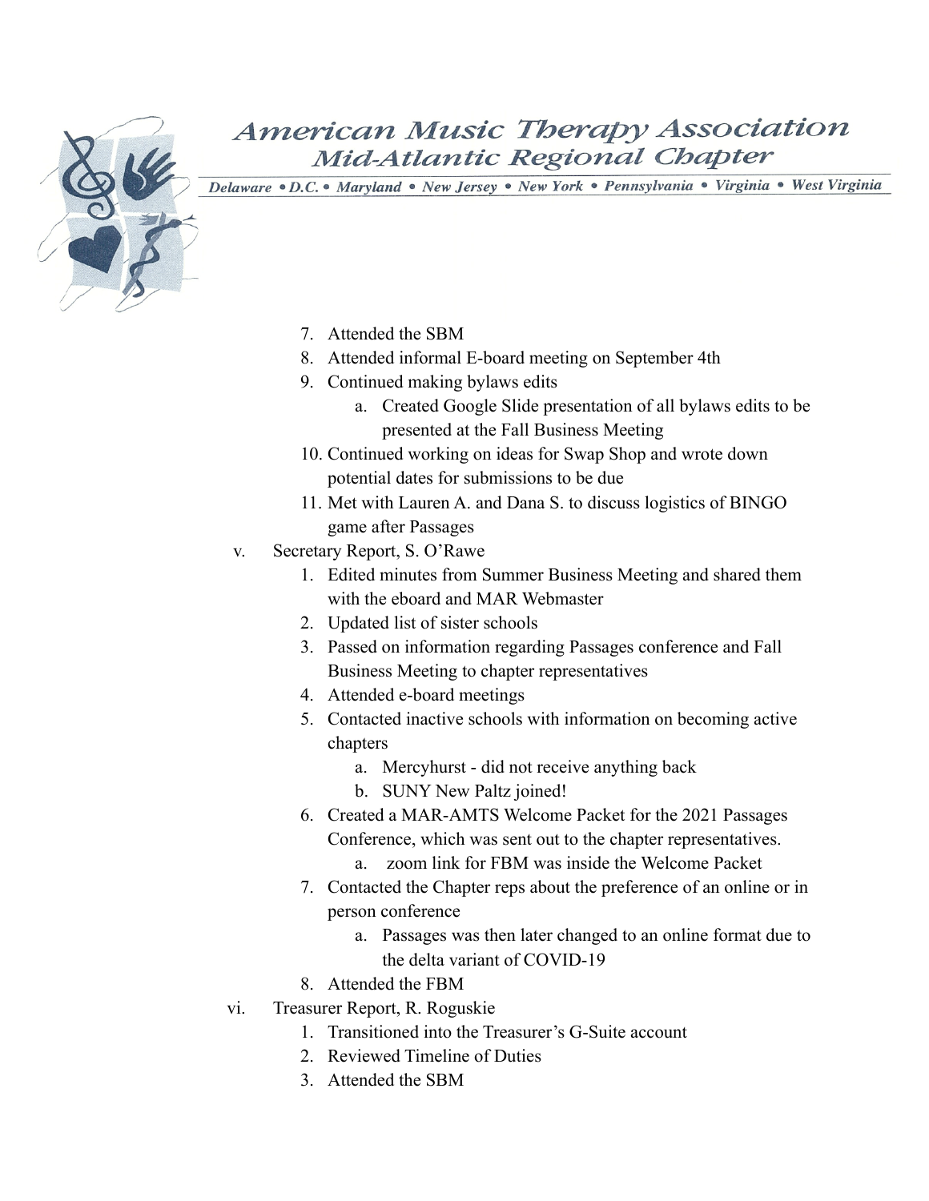7. Attended the SBM
8. Attended informal E-board meeting on September 4th
9. Continued making bylaws edits
    a. Created Google Slide presentation of all bylaws edits to be presented at the Fall Business Meeting
10. Continued working on ideas for Swap Shop and wrote down potential dates for submissions to be due
11. Met with Lauren A. and Dana S. to discuss logistics of BINGO game after Passages

v. Secretary Report, S. O'Rawe
1. Edited minutes from Summer Business Meeting and shared them with the eboard and MAR Webmaster
2. Updated list of sister schools
3. Passed on information regarding Passages conference and Fall Business Meeting to chapter representatives
4. Attended e-board meetings
5. Contacted inactive schools with information on becoming active chapters
    a. Mercyhurst - did not receive anything back
    b. SUNY New Paltz joined!
6. Created a MAR-AMTS Welcome Packet for the 2021 Passages Conference, which was sent out to the chapter representatives.
    a. zoom link for FBM was inside the Welcome Packet
7. Contacted the Chapter reps about the preference of an online or in person conference
    a. Passages was then later changed to an online format due to the delta variant of COVID-19
8. Attended the FBM

vi. Treasurer Report, R. Roguskie
1. Transitioned into the Treasurer's G-Suite account
2. Reviewed Timeline of Duties
3. Attended the SBM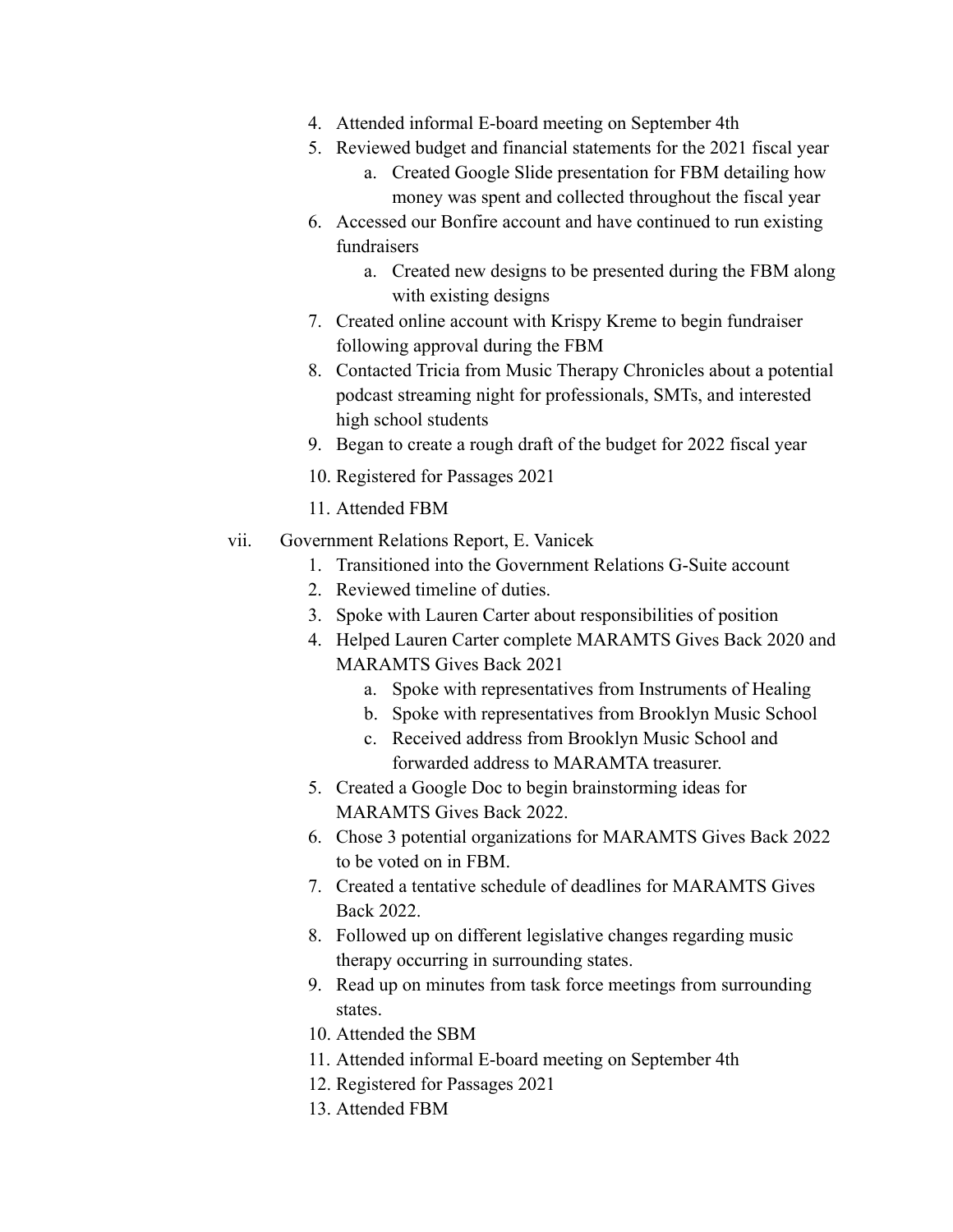4. Attended informal E-board meeting on September 4th
5. Reviewed budget and financial statements for the 2021 fiscal year
    a. Created Google Slide presentation for FBM detailing how money was spent and collected throughout the fiscal year
6. Accessed our Bonfire account and have continued to run existing fundraisers
    a. Created new designs to be presented during the FBM along with existing designs
7. Created online account with Krispy Kreme to begin fundraiser following approval during the FBM
8. Contacted Tricia from Music Therapy Chronicles about a potential podcast streaming night for professionals, SMTs, and interested high school students
9. Began to create a rough draft of the budget for 2022 fiscal year
10. Registered for Passages 2021
11. Attended FBM

vii. Government Relations Report, E. Vanicek

1. Transitioned into the Government Relations G-Suite account
2. Reviewed timeline of duties.
3. Spoke with Lauren Carter about responsibilities of position
4. Helped Lauren Carter complete MARAMTS Gives Back 2020 and MARAMTS Gives Back 2021
    a. Spoke with representatives from Instruments of Healing
    b. Spoke with representatives from Brooklyn Music School
    c. Received address from Brooklyn Music School and forwarded address to MARAMTA treasurer.
5. Created a Google Doc to begin brainstorming ideas for MARAMTS Gives Back 2022.
6. Chose 3 potential organizations for MARAMTS Gives Back 2022 to be voted on in FBM.
7. Created a tentative schedule of deadlines for MARAMTS Gives Back 2022.
8. Followed up on different legislative changes regarding music therapy occurring in surrounding states.
9. Read up on minutes from task force meetings from surrounding states.
10. Attended the SBM
11. Attended informal E-board meeting on September 4th
12. Registered for Passages 2021
13. Attended FBM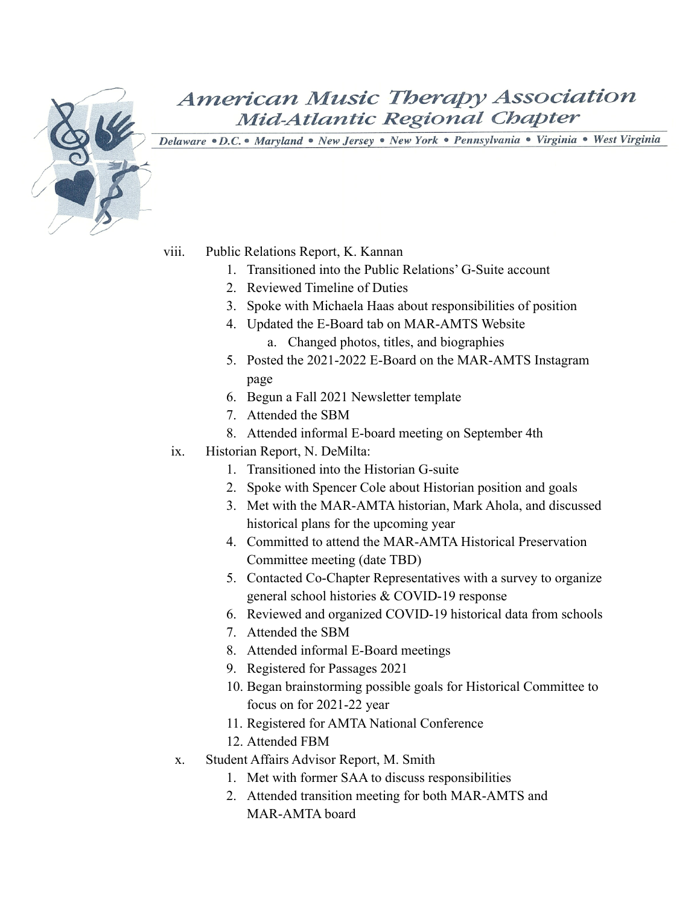viii. Public Relations Report, K. Kannan
   1. Transitioned into the Public Relations' G-Suite account
   2. Reviewed Timeline of Duties
   3. Spoke with Michaela Haas about responsibilities of position
   4. Updated the E-Board tab on MAR-AMTS Website
      a. Changed photos, titles, and biographies
   5. Posted the 2021-2022 E-Board on the MAR-AMTS Instagram page
   6. Begun a Fall 2021 Newsletter template
   7. Attended the SBM
   8. Attended informal E-board meeting on September 4th

ix. Historian Report, N. DeMilta:
   1. Transitioned into the Historian G-suite
   2. Spoke with Spencer Cole about Historian position and goals
   3. Met with the MAR-AMTA historian, Mark Ahola, and discussed historical plans for the upcoming year
   4. Committed to attend the MAR-AMTA Historical Preservation Committee meeting (date TBD)
   5. Contacted Co-Chapter Representatives with a survey to organize general school histories & COVID-19 response
   6. Reviewed and organized COVID-19 historical data from schools
   7. Attended the SBM
   8. Attended informal E-Board meetings
   9. Registered for Passages 2021
   10. Began brainstorming possible goals for Historical Committee to focus on for 2021-22 year
   11. Registered for AMTA National Conference
   12. Attended FBM

x. Student Affairs Advisor Report, M. Smith
   1. Met with former SAA to discuss responsibilities
   2. Attended transition meeting for both MAR-AMTS and MAR-AMTA board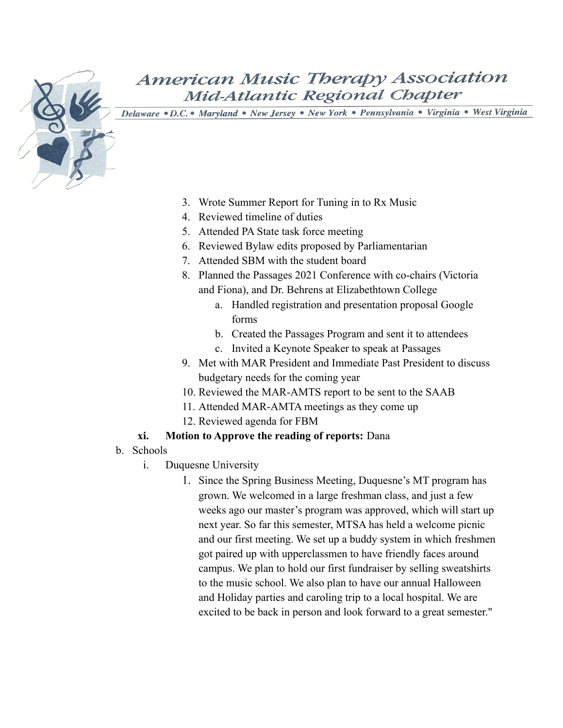3. Wrote Summer Report for Tuning in to Rx Music
4. Reviewed timeline of duties
5. Attended PA State task force meeting
6. Reviewed Bylaw edits proposed by Parliamentarian
7. Attended SBM with the student board
8. Planned the Passages 2021 Conference with co-chairs (Victoria and Fiona), and Dr. Behrens at Elizabethtown College
   a. Handled registration and presentation proposal Google forms
   b. Created the Passages Program and sent it to attendees
   c. Invited a Keynote Speaker to speak at Passages
9. Met with MAR President and Immediate Past President to discuss budgetary needs for the coming year
10. Reviewed the MAR-AMTS report to be sent to the SAAB
11. Attended MAR-AMTA meetings as they come up
12. Reviewed agenda for FBM

xi. **Motion to Approve the reading of reports:** Dana

b. Schools

i. Duquesne University

1. Since the Spring Business Meeting, Duquesne's MT program has grown. We welcomed in a large freshman class, and just a few weeks ago our master's program was approved, which will start up next year. So far this semester, MTSA has held a welcome picnic and our first meeting. We set up a buddy system in which freshmen got paired up with upperclassmen to have friendly faces around campus. We plan to hold our first fundraiser by selling sweatshirts to the music school. We also plan to have our annual Halloween and Holiday parties and caroling trip to a local hospital. We are excited to be back in person and look forward to a great semester."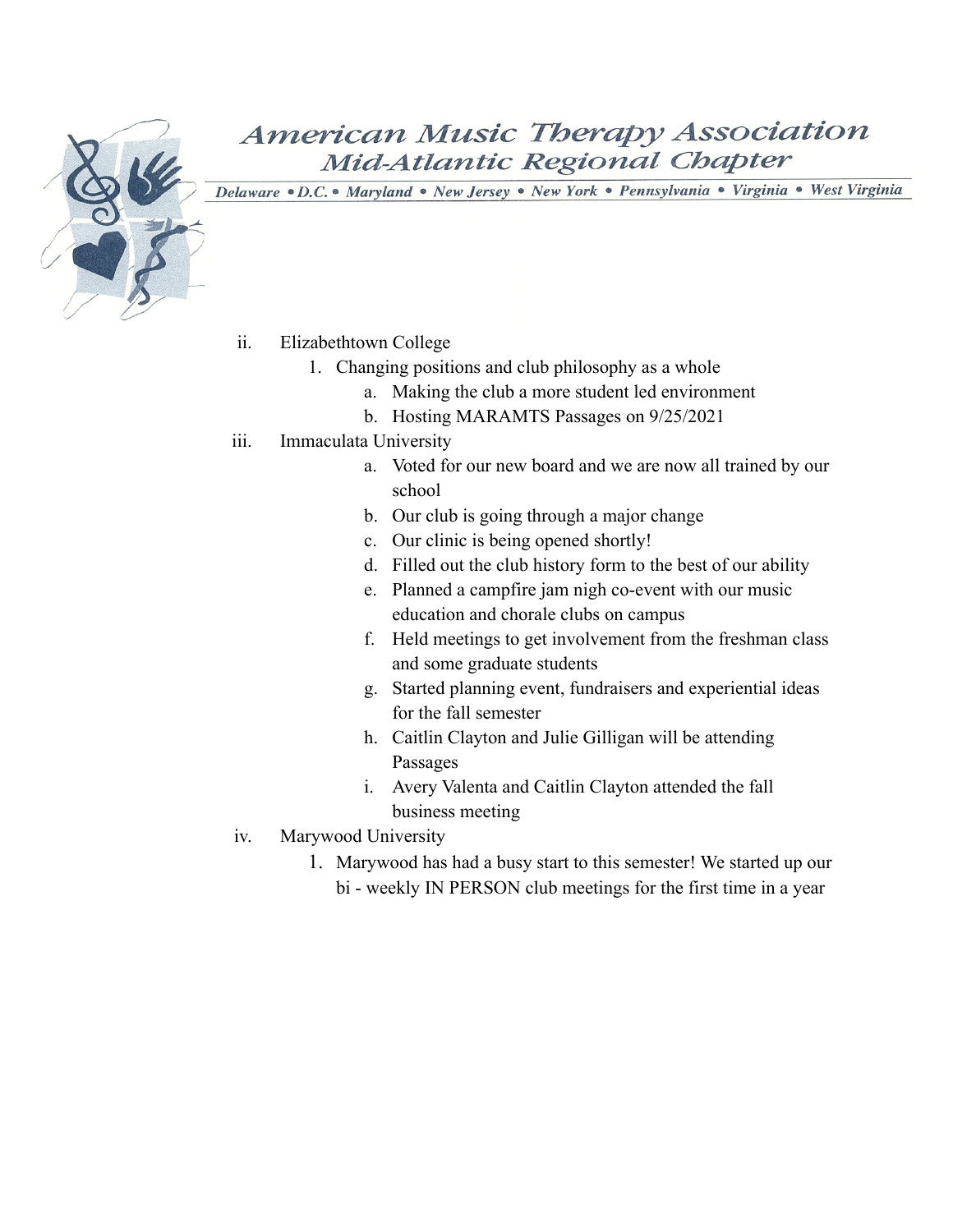ii. Elizabethtown College

1. Changing positions and club philosophy as a whole
    a. Making the club a more student led environment
    b. Hosting MARAMTS Passages on 9/25/2021

iii. Immaculata University

a. Voted for our new board and we are now all trained by our school
b. Our club is going through a major change
c. Our clinic is being opened shortly!
d. Filled out the club history form to the best of our ability
e. Planned a campfire jam nigh co-event with our music education and chorale clubs on campus
f. Held meetings to get involvement from the freshman class and some graduate students
g. Started planning event, fundraisers and experiential ideas for the fall semester
h. Caitlin Clayton and Julie Gilligan will be attending Passages
i. Avery Valenta and Caitlin Clayton attended the fall business meeting

iv. Marywood University

1. Marywood has had a busy start to this semester! We started up our bi - weekly IN PERSON club meetings for the first time in a year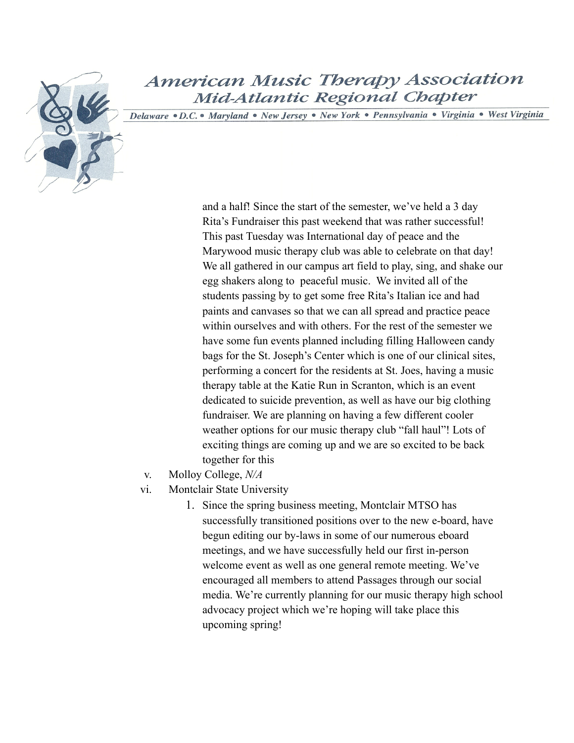and a half! Since the start of the semester, we've held a 3 day Rita's Fundraiser this past weekend that was rather successful! This past Tuesday was International day of peace and the Marywood music therapy club was able to celebrate on that day! We all gathered in our campus art field to play, sing, and shake our egg shakers along to  peaceful music.  We invited all of the students passing by to get some free Rita's Italian ice and had paints and canvases so that we can all spread and practice peace within ourselves and with others. For the rest of the semester we have some fun events planned including filling Halloween candy bags for the St. Joseph's Center which is one of our clinical sites, performing a concert for the residents at St. Joes, having a music therapy table at the Katie Run in Scranton, which is an event dedicated to suicide prevention, as well as have our big clothing fundraiser. We are planning on having a few different cooler weather options for our music therapy club "fall haul"! Lots of exciting things are coming up and we are so excited to be back together for this

v. Molloy College, *N/A*

vi. Montclair State University

1. Since the spring business meeting, Montclair MTSO has successfully transitioned positions over to the new e-board, have begun editing our by-laws in some of our numerous eboard meetings, and we have successfully held our first in-person welcome event as well as one general remote meeting. We've encouraged all members to attend Passages through our social media. We're currently planning for our music therapy high school advocacy project which we're hoping will take place this upcoming spring!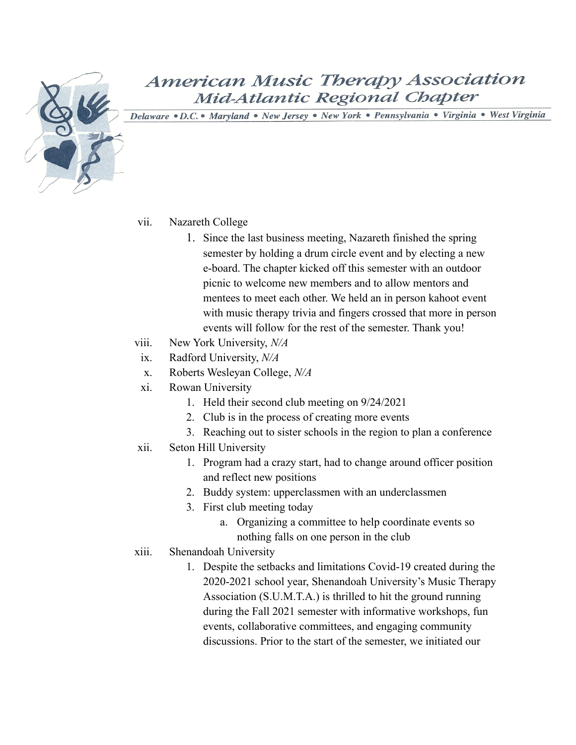vii. Nazareth College
   1. Since the last business meeting, Nazareth finished the spring semester by holding a drum circle event and by electing a new e-board. The chapter kicked off this semester with an outdoor picnic to welcome new members and to allow mentors and mentees to meet each other. We held an in person kahoot event with music therapy trivia and fingers crossed that more in person events will follow for the rest of the semester. Thank you!

viii. New York University, *N/A*

ix. Radford University, *N/A*

x. Roberts Wesleyan College, *N/A*

xi. Rowan University
   1. Held their second club meeting on 9/24/2021
   2. Club is in the process of creating more events
   3. Reaching out to sister schools in the region to plan a conference

xii. Seton Hill University
   1. Program had a crazy start, had to change around officer position and reflect new positions
   2. Buddy system: upperclassmen with an underclassmen
   3. First club meeting today
      a. Organizing a committee to help coordinate events so nothing falls on one person in the club

xiii. Shenandoah University
   1. Despite the setbacks and limitations Covid-19 created during the 2020-2021 school year, Shenandoah University's Music Therapy Association (S.U.M.T.A.) is thrilled to hit the ground running during the Fall 2021 semester with informative workshops, fun events, collaborative committees, and engaging community discussions. Prior to the start of the semester, we initiated our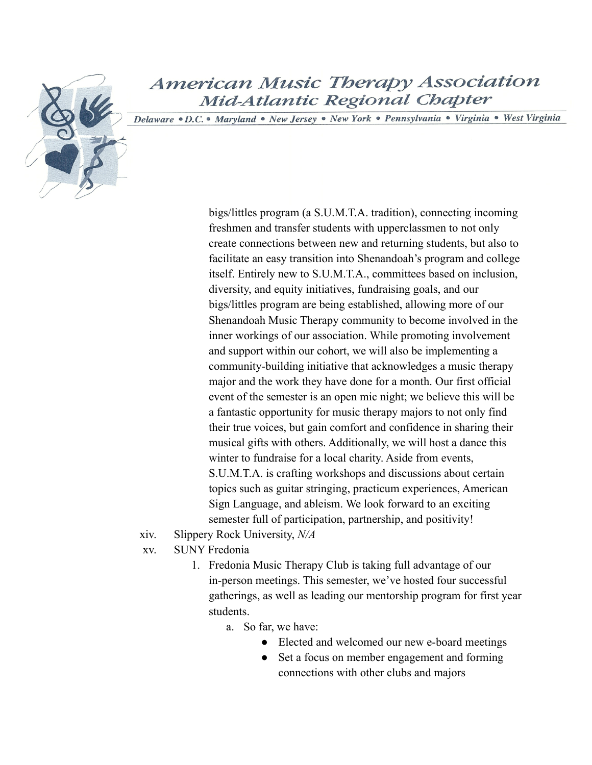bigs/littles program (a S.U.M.T.A. tradition), connecting incoming freshmen and transfer students with upperclassmen to not only create connections between new and returning students, but also to facilitate an easy transition into Shenandoah's program and college itself. Entirely new to S.U.M.T.A., committees based on inclusion, diversity, and equity initiatives, fundraising goals, and our bigs/littles program are being established, allowing more of our Shenandoah Music Therapy community to become involved in the inner workings of our association. While promoting involvement and support within our cohort, we will also be implementing a community-building initiative that acknowledges a music therapy major and the work they have done for a month. Our first official event of the semester is an open mic night; we believe this will be a fantastic opportunity for music therapy majors to not only find their true voices, but gain comfort and confidence in sharing their musical gifts with others. Additionally, we will host a dance this winter to fundraise for a local charity. Aside from events, S.U.M.T.A. is crafting workshops and discussions about certain topics such as guitar stringing, practicum experiences, American Sign Language, and ableism. We look forward to an exciting semester full of participation, partnership, and positivity!

xiv. Slippery Rock University, *N/A*

xv. SUNY Fredonia

1. Fredonia Music Therapy Club is taking full advantage of our in-person meetings. This semester, we've hosted four successful gatherings, as well as leading our mentorship program for first year students.
    a. So far, we have:
        - Elected and welcomed our new e-board meetings
        - Set a focus on member engagement and forming connections with other clubs and majors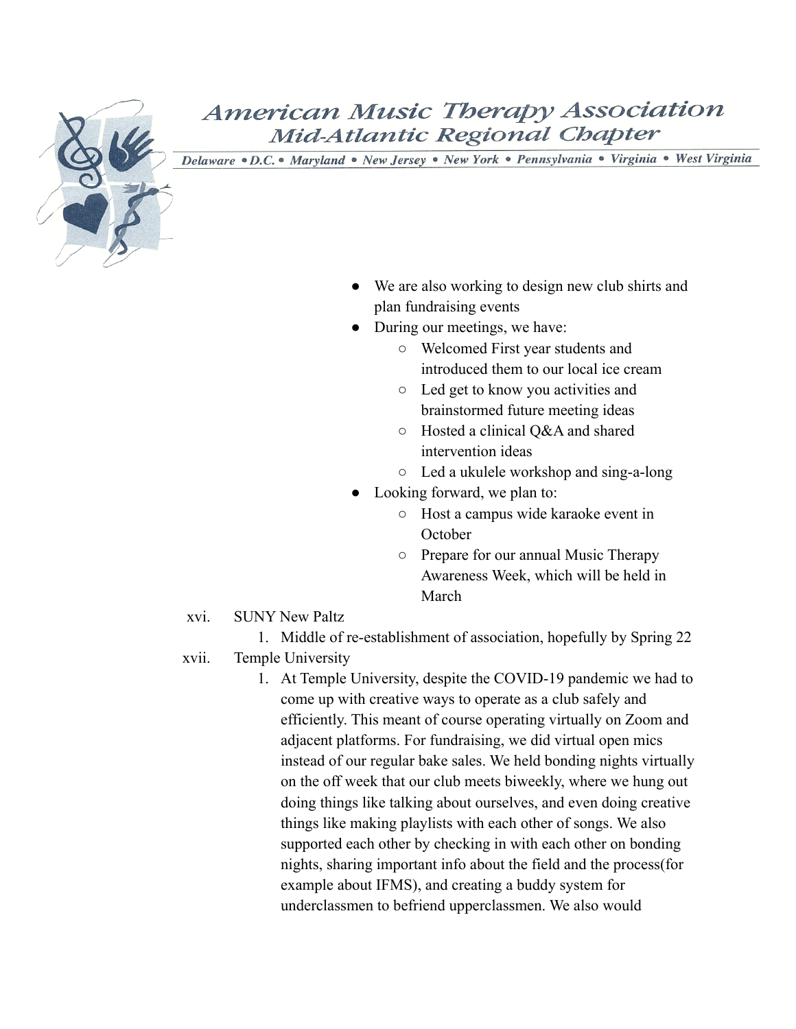- We are also working to design new club shirts and plan fundraising events
- During our meetings, we have:
  - Welcomed First year students and introduced them to our local ice cream
  - Led get to know you activities and brainstormed future meeting ideas
  - Hosted a clinical Q&A and shared intervention ideas
  - Led a ukulele workshop and sing-a-long
- Looking forward, we plan to:
  - Host a campus wide karaoke event in October
  - Prepare for our annual Music Therapy Awareness Week, which will be held in March

xvi. SUNY New Paltz

1. Middle of re-establishment of association, hopefully by Spring 22

xvii. Temple University

1. At Temple University, despite the COVID-19 pandemic we had to come up with creative ways to operate as a club safely and efficiently. This meant of course operating virtually on Zoom and adjacent platforms. For fundraising, we did virtual open mics instead of our regular bake sales. We held bonding nights virtually on the off week that our club meets biweekly, where we hung out doing things like talking about ourselves, and even doing creative things like making playlists with each other of songs. We also supported each other by checking in with each other on bonding nights, sharing important info about the field and the process(for example about IFMS), and creating a buddy system for underclassmen to befriend upperclassmen. We also would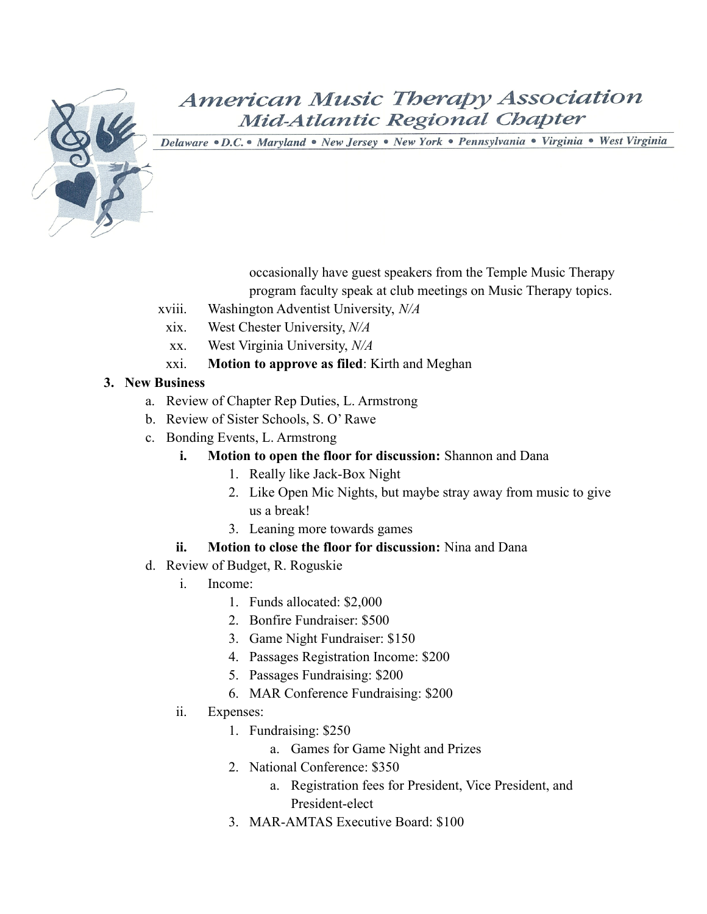occasionally have guest speakers from the Temple Music Therapy program faculty speak at club meetings on Music Therapy topics.

xviii. Washington Adventist University, *N/A*

xix. West Chester University, *N/A*

xx. West Virginia University, *N/A*

xxi. **Motion to approve as filed**: Kirth and Meghan

3. **New Business**
   a. Review of Chapter Rep Duties, L. Armstrong
   b. Review of Sister Schools, S. O' Rawe
   c. Bonding Events, L. Armstrong
      i. **Motion to open the floor for discussion:** Shannon and Dana
         1. Really like Jack-Box Night
         2. Like Open Mic Nights, but maybe stray away from music to give us a break!
         3. Leaning more towards games
      ii. **Motion to close the floor for discussion:** Nina and Dana
   d. Review of Budget, R. Roguskie
      i. Income:
         1. Funds allocated: $2,000
         2. Bonfire Fundraiser: $500
         3. Game Night Fundraiser: $150
         4. Passages Registration Income: $200
         5. Passages Fundraising: $200
         6. MAR Conference Fundraising: $200
      ii. Expenses:
         1. Fundraising: $250
            a. Games for Game Night and Prizes
         2. National Conference: $350
            a. Registration fees for President, Vice President, and President-elect
         3. MAR-AMTAS Executive Board: $100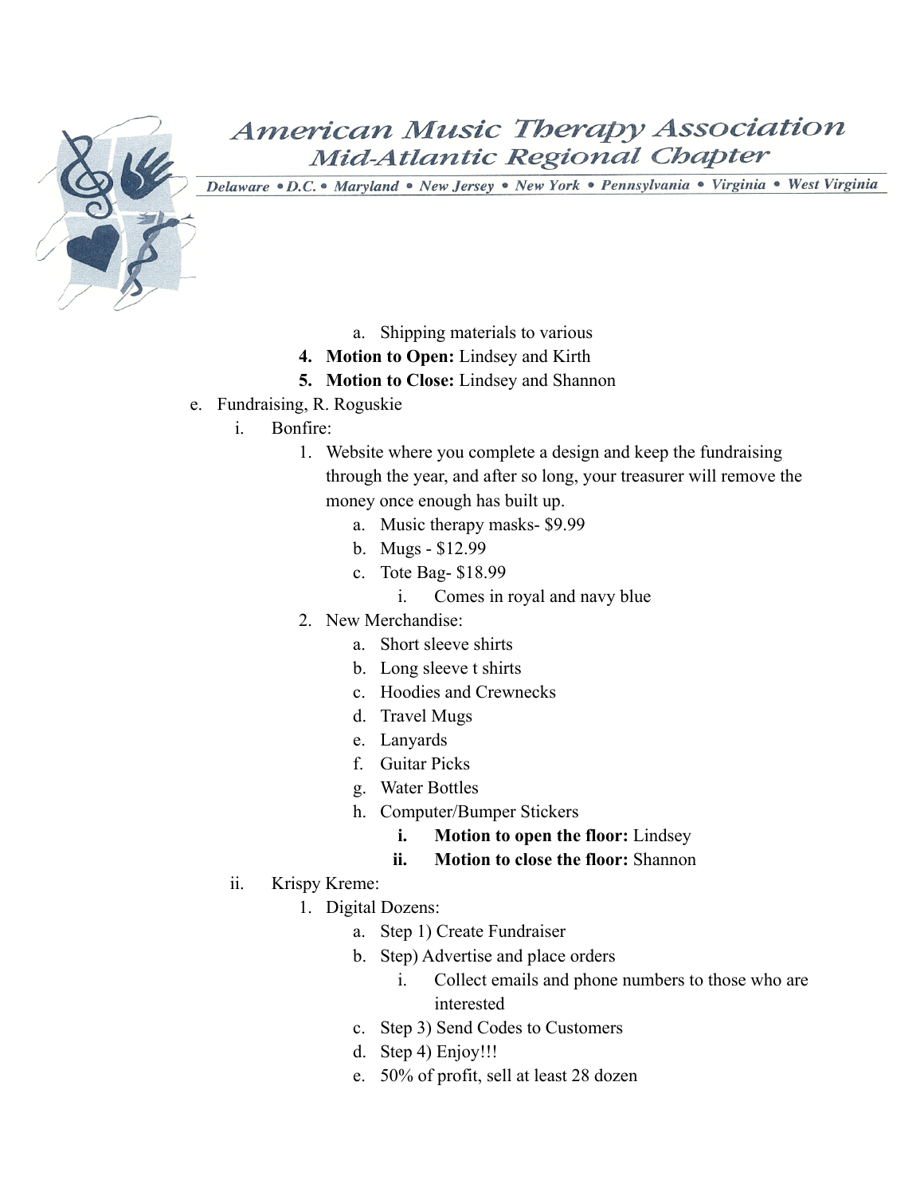- a. Shipping materials to various

4. **Motion to Open:** Lindsey and Kirth
5. **Motion to Close:** Lindsey and Shannon

e. Fundraising, R. Roguskie

- i. Bonfire:
  1. Website where you complete a design and keep the fundraising through the year, and after so long, your treasurer will remove the money once enough has built up.
     - a. Music therapy masks- $9.99
     - b. Mugs - $12.99
     - c. Tote Bag- $18.99
       - i. Comes in royal and navy blue
  2. New Merchandise:
     - a. Short sleeve shirts
     - b. Long sleeve t shirts
     - c. Hoodies and Crewnecks
     - d. Travel Mugs
     - e. Lanyards
     - f. Guitar Picks
     - g. Water Bottles
     - h. Computer/Bumper Stickers
       - **i. Motion to open the floor:** Lindsey
       - **ii. Motion to close the floor:** Shannon
- ii. Krispy Kreme:
  1. Digital Dozens:
     - a. Step 1) Create Fundraiser
     - b. Step) Advertise and place orders
       - i. Collect emails and phone numbers to those who are interested
     - c. Step 3) Send Codes to Customers
     - d. Step 4) Enjoy!!!
     - e. 50% of profit, sell at least 28 dozen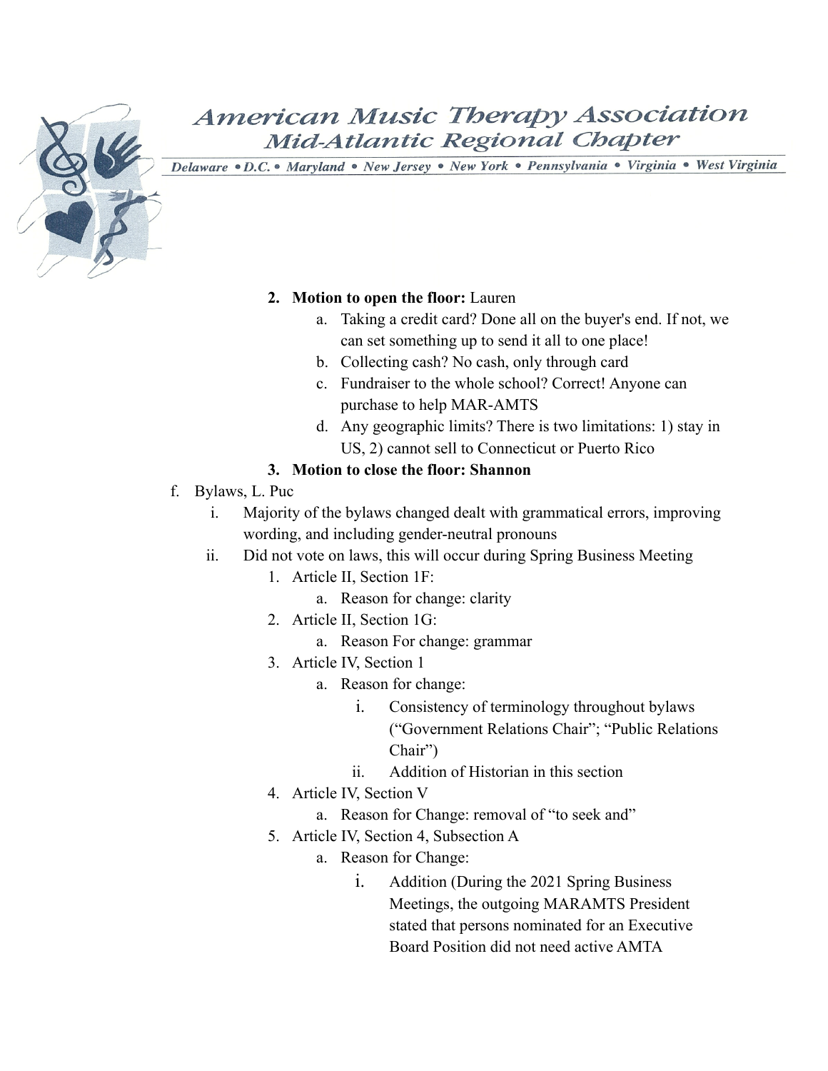2. **Motion to open the floor:** Lauren
    a. Taking a credit card? Done all on the buyer's end. If not, we can set something up to send it all to one place!
    b. Collecting cash? No cash, only through card
    c. Fundraiser to the whole school? Correct! Anyone can purchase to help MAR-AMTS
    d. Any geographic limits? There is two limitations: 1) stay in US, 2) cannot sell to Connecticut or Puerto Rico
3. **Motion to close the floor: Shannon**

f. Bylaws, L. Puc
   i. Majority of the bylaws changed dealt with grammatical errors, improving wording, and including gender-neutral pronouns
   ii. Did not vote on laws, this will occur during Spring Business Meeting
      1. Article II, Section 1F:
         a. Reason for change: clarity
      2. Article II, Section 1G:
         a. Reason For change: grammar
      3. Article IV, Section 1
         a. Reason for change:
            i. Consistency of terminology throughout bylaws ("Government Relations Chair"; "Public Relations Chair")
            ii. Addition of Historian in this section
      4. Article IV, Section V
         a. Reason for Change: removal of "to seek and"
      5. Article IV, Section 4, Subsection A
         a. Reason for Change:
            i. Addition (During the 2021 Spring Business Meetings, the outgoing MARAMTS President stated that persons nominated for an Executive Board Position did not need active AMTA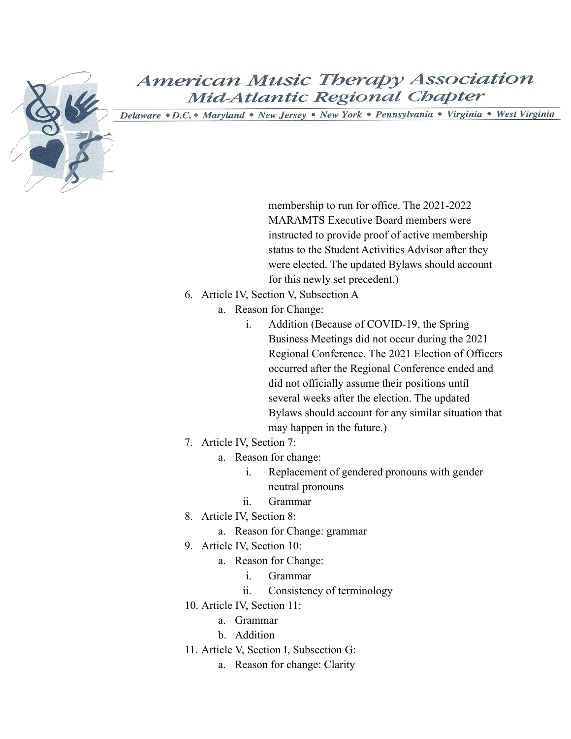membership to run for office. The 2021-2022 MARAMTS Executive Board members were instructed to provide proof of active membership status to the Student Activities Advisor after they were elected. The updated Bylaws should account for this newly set precedent.)

6. Article IV, Section V, Subsection A
    a. Reason for Change:
        i. Addition (Because of COVID-19, the Spring Business Meetings did not occur during the 2021 Regional Conference. The 2021 Election of Officers occurred after the Regional Conference ended and did not officially assume their positions until several weeks after the election. The updated Bylaws should account for any similar situation that may happen in the future.)
7. Article IV, Section 7:
    a. Reason for change:
        i. Replacement of gendered pronouns with gender neutral pronouns
        ii. Grammar
8. Article IV, Section 8:
    a. Reason for Change: grammar
9. Article IV, Section 10:
    a. Reason for Change:
        i. Grammar
        ii. Consistency of terminology
10. Article IV, Section 11:
    a. Grammar
    b. Addition
11. Article V, Section I, Subsection G:
    a. Reason for change: Clarity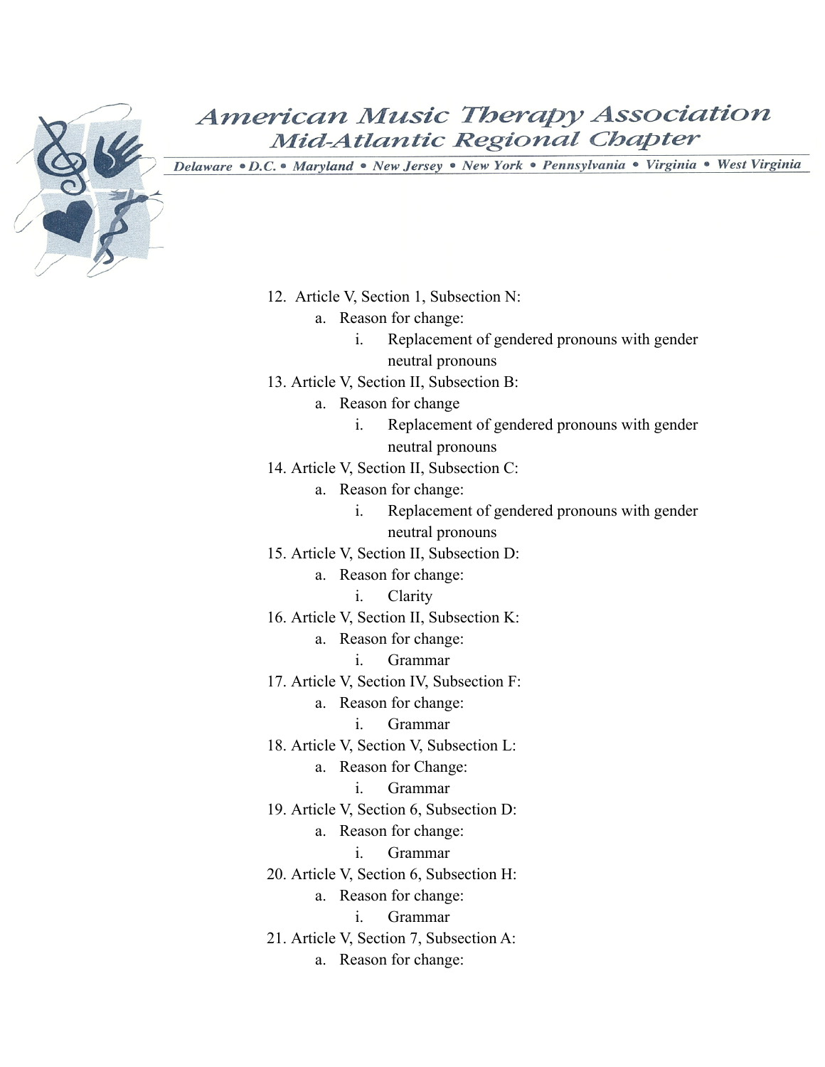12. Article V, Section 1, Subsection N:
    a. Reason for change:
        i. Replacement of gendered pronouns with gender neutral pronouns
13. Article V, Section II, Subsection B:
    a. Reason for change
        i. Replacement of gendered pronouns with gender neutral pronouns
14. Article V, Section II, Subsection C:
    a. Reason for change:
        i. Replacement of gendered pronouns with gender neutral pronouns
15. Article V, Section II, Subsection D:
    a. Reason for change:
        i. Clarity
16. Article V, Section II, Subsection K:
    a. Reason for change:
        i. Grammar
17. Article V, Section IV, Subsection F:
    a. Reason for change:
        i. Grammar
18. Article V, Section V, Subsection L:
    a. Reason for Change:
        i. Grammar
19. Article V, Section 6, Subsection D:
    a. Reason for change:
        i. Grammar
20. Article V, Section 6, Subsection H:
    a. Reason for change:
        i. Grammar
21. Article V, Section 7, Subsection A:
    a. Reason for change: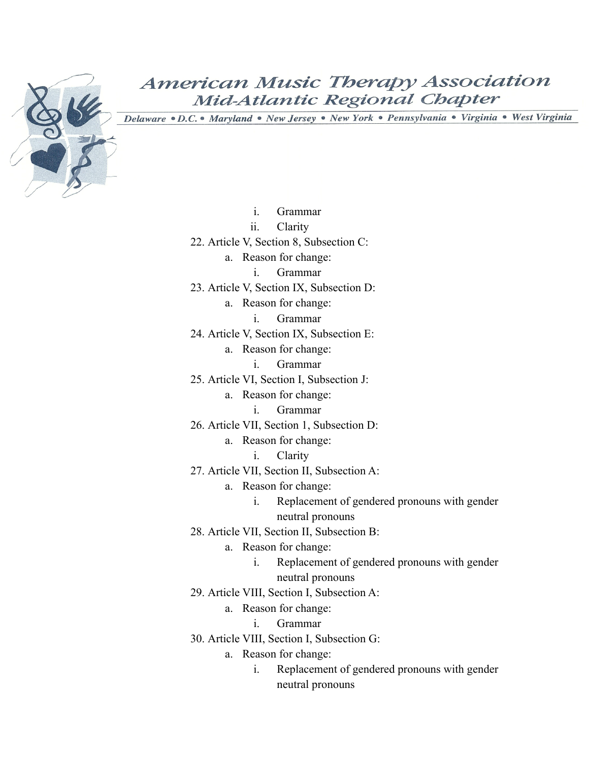i. Grammar

ii. Clarity

22. Article V, Section 8, Subsection C:
    a. Reason for change:
        i. Grammar
23. Article V, Section IX, Subsection D:
    a. Reason for change:
        i. Grammar
24. Article V, Section IX, Subsection E:
    a. Reason for change:
        i. Grammar
25. Article VI, Section I, Subsection J:
    a. Reason for change:
        i. Grammar
26. Article VII, Section 1, Subsection D:
    a. Reason for change:
        i. Clarity
27. Article VII, Section II, Subsection A:
    a. Reason for change:
        i. Replacement of gendered pronouns with gender neutral pronouns
28. Article VII, Section II, Subsection B:
    a. Reason for change:
        i. Replacement of gendered pronouns with gender neutral pronouns
29. Article VIII, Section I, Subsection A:
    a. Reason for change:
        i. Grammar
30. Article VIII, Section I, Subsection G:
    a. Reason for change:
        i. Replacement of gendered pronouns with gender neutral pronouns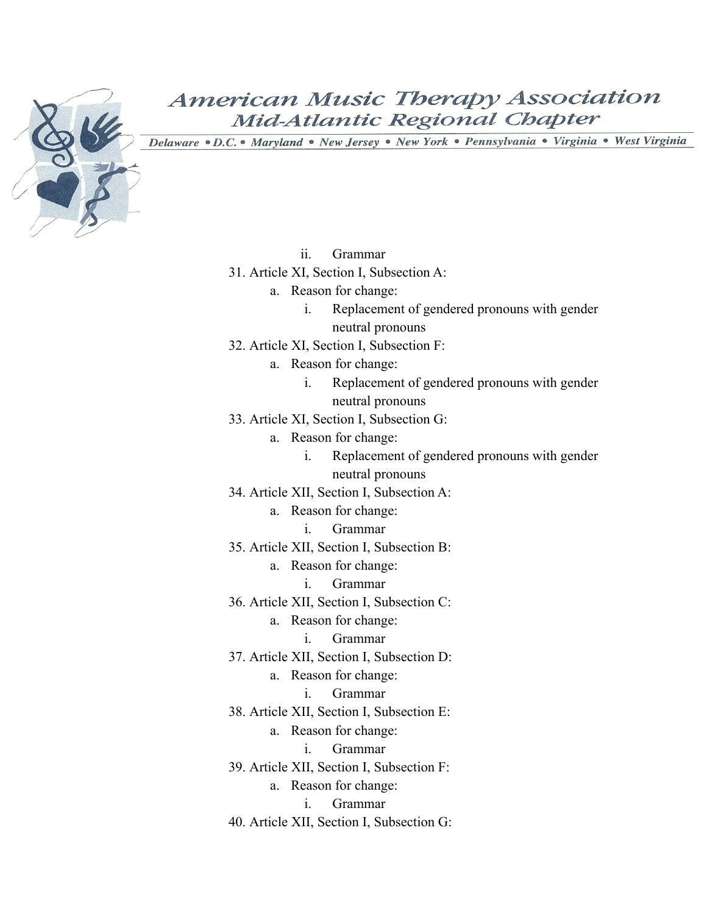ii. Grammar

31. Article XI, Section I, Subsection A:
    a. Reason for change:
        i. Replacement of gendered pronouns with gender neutral pronouns
32. Article XI, Section I, Subsection F:
    a. Reason for change:
        i. Replacement of gendered pronouns with gender neutral pronouns
33. Article XI, Section I, Subsection G:
    a. Reason for change:
        i. Replacement of gendered pronouns with gender neutral pronouns
34. Article XII, Section I, Subsection A:
    a. Reason for change:
        i. Grammar
35. Article XII, Section I, Subsection B:
    a. Reason for change:
        i. Grammar
36. Article XII, Section I, Subsection C:
    a. Reason for change:
        i. Grammar
37. Article XII, Section I, Subsection D:
    a. Reason for change:
        i. Grammar
38. Article XII, Section I, Subsection E:
    a. Reason for change:
        i. Grammar
39. Article XII, Section I, Subsection F:
    a. Reason for change:
        i. Grammar
40. Article XII, Section I, Subsection G: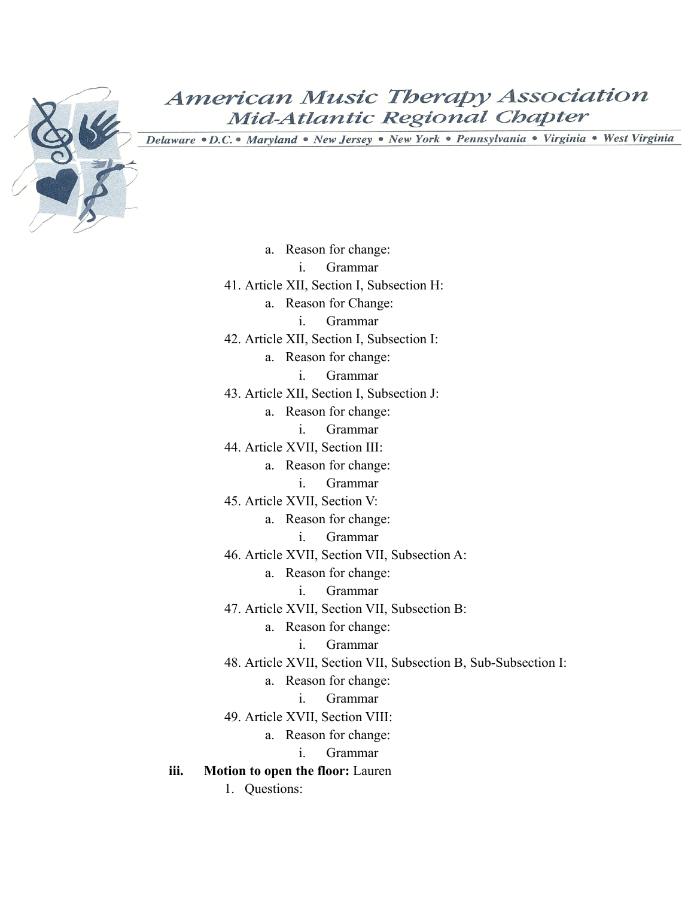a. Reason for change:
   i. Grammar

41. Article XII, Section I, Subsection H:
    a. Reason for Change:
       i. Grammar
42. Article XII, Section I, Subsection I:
    a. Reason for change:
       i. Grammar
43. Article XII, Section I, Subsection J:
    a. Reason for change:
       i. Grammar
44. Article XVII, Section III:
    a. Reason for change:
       i. Grammar
45. Article XVII, Section V:
    a. Reason for change:
       i. Grammar
46. Article XVII, Section VII, Subsection A:
    a. Reason for change:
       i. Grammar
47. Article XVII, Section VII, Subsection B:
    a. Reason for change:
       i. Grammar
48. Article XVII, Section VII, Subsection B, Sub-Subsection I:
    a. Reason for change:
       i. Grammar
49. Article XVII, Section VIII:
    a. Reason for change:
       i. Grammar

iii. **Motion to open the floor:** Lauren

1. Questions: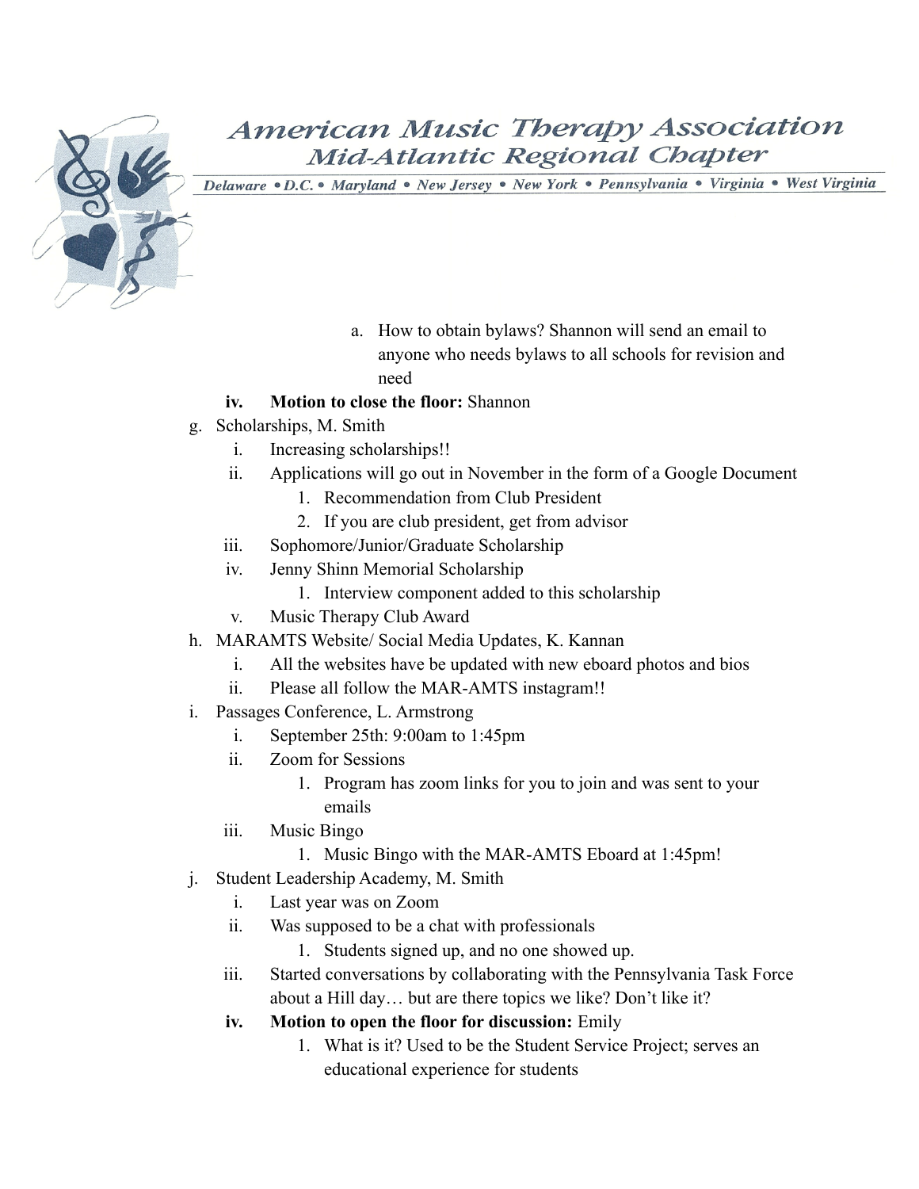a. How to obtain bylaws? Shannon will send an email to anyone who needs bylaws to all schools for revision and need

iv. **Motion to close the floor:** Shannon

g. Scholarships, M. Smith
   i. Increasing scholarships!!
   ii. Applications will go out in November in the form of a Google Document
      1. Recommendation from Club President
      2. If you are club president, get from advisor
   iii. Sophomore/Junior/Graduate Scholarship
   iv. Jenny Shinn Memorial Scholarship
      1. Interview component added to this scholarship
   v. Music Therapy Club Award

h. MARAMTS Website/ Social Media Updates, K. Kannan
   i. All the websites have be updated with new eboard photos and bios
   ii. Please all follow the MAR-AMTS instagram!!

i. Passages Conference, L. Armstrong
   i. September 25th: 9:00am to 1:45pm
   ii. Zoom for Sessions
      1. Program has zoom links for you to join and was sent to your emails
   iii. Music Bingo
      1. Music Bingo with the MAR-AMTS Eboard at 1:45pm!

j. Student Leadership Academy, M. Smith
   i. Last year was on Zoom
   ii. Was supposed to be a chat with professionals
      1. Students signed up, and no one showed up.
   iii. Started conversations by collaborating with the Pennsylvania Task Force about a Hill day… but are there topics we like? Don't like it?
   iv. **Motion to open the floor for discussion:** Emily
      1. What is it? Used to be the Student Service Project; serves an educational experience for students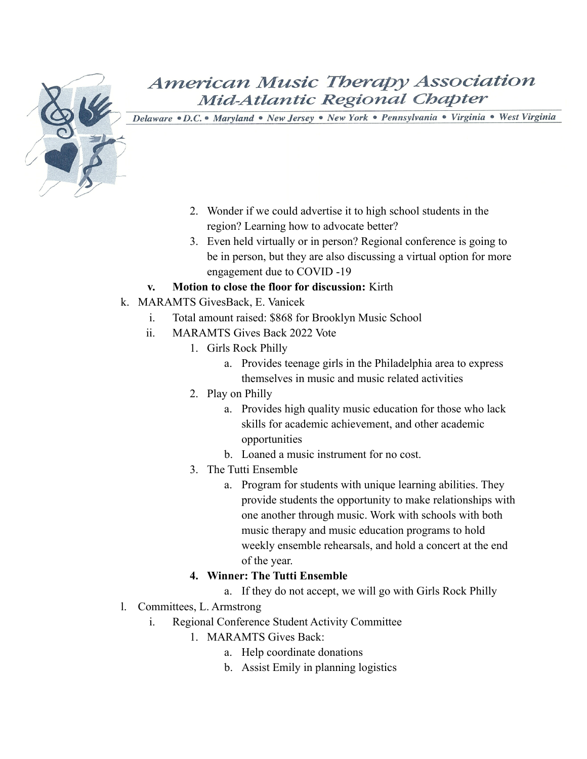2. Wonder if we could advertise it to high school students in the region? Learning how to advocate better?
3. Even held virtually or in person? Regional conference is going to be in person, but they are also discussing a virtual option for more engagement due to COVID -19

v. **Motion to close the floor for discussion:** Kirth

k. MARAMTS GivesBack, E. Vanicek

   i. Total amount raised: $868 for Brooklyn Music School

   ii. MARAMTS Gives Back 2022 Vote

      1. Girls Rock Philly
         a. Provides teenage girls in the Philadelphia area to express themselves in music and music related activities
      2. Play on Philly
         a. Provides high quality music education for those who lack skills for academic achievement, and other academic opportunities
         b. Loaned a music instrument for no cost.
      3. The Tutti Ensemble
         a. Program for students with unique learning abilities. They provide students the opportunity to make relationships with one another through music. Work with schools with both music therapy and music education programs to hold weekly ensemble rehearsals, and hold a concert at the end of the year.
      4. **Winner: The Tutti Ensemble**
         a. If they do not accept, we will go with Girls Rock Philly

l. Committees, L. Armstrong

   i. Regional Conference Student Activity Committee

      1. MARAMTS Gives Back:
         a. Help coordinate donations
         b. Assist Emily in planning logistics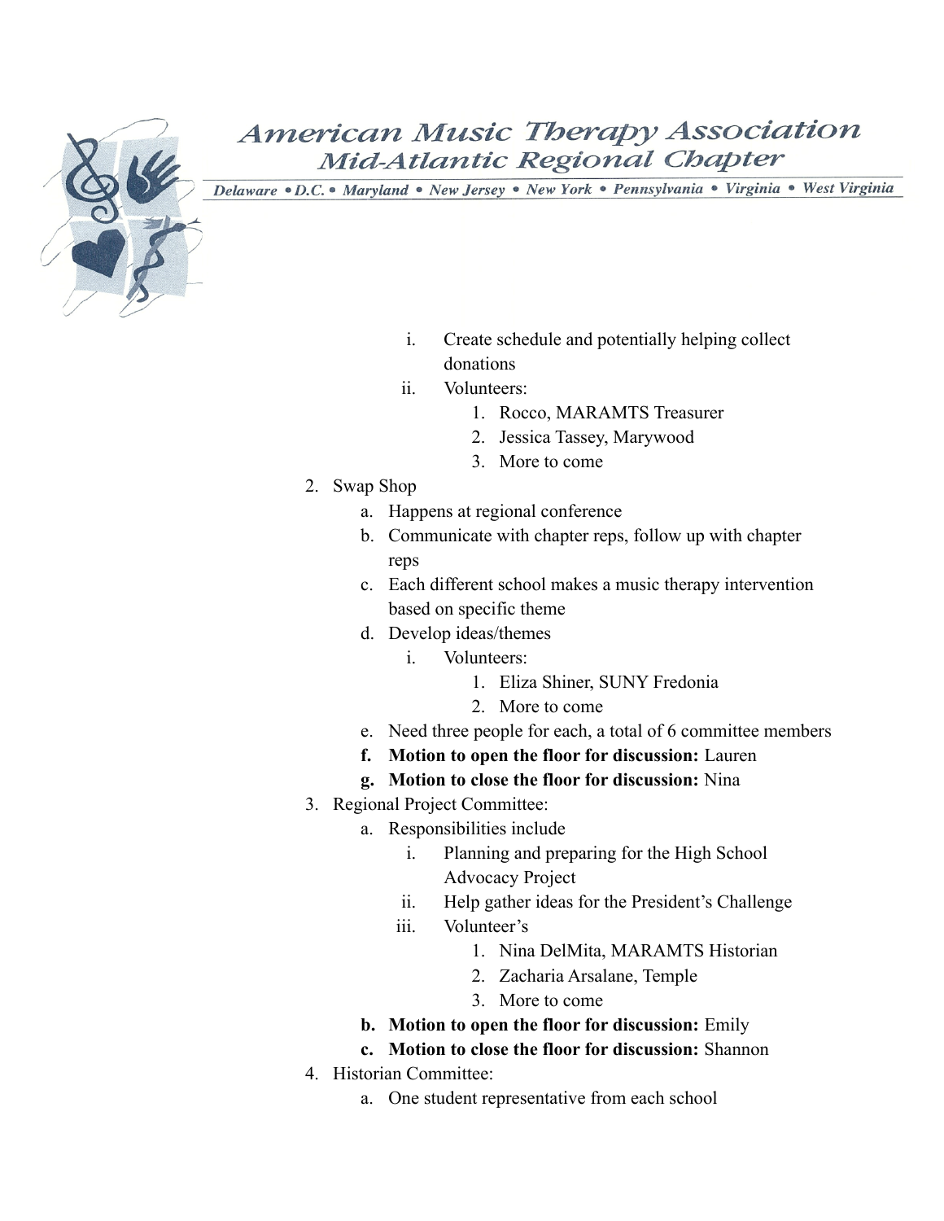American Music Therapy Association
Mid-Atlantic Regional Chapter
Delaware • D.C. • Maryland • New Jersey • New York • Pennsylvania • Virginia • West Virginia

        i. Create schedule and potentially helping collect donations
        ii. Volunteers:
            1. Rocco, MARAMTS Treasurer
            2. Jessica Tassey, Marywood
            3. More to come

2. Swap Shop
    a. Happens at regional conference
    b. Communicate with chapter reps, follow up with chapter reps
    c. Each different school makes a music therapy intervention based on specific theme
    d. Develop ideas/themes
        i. Volunteers:
            1. Eliza Shiner, SUNY Fredonia
            2. More to come
    e. Need three people for each, a total of 6 committee members
    f. **Motion to open the floor for discussion:** Lauren
    g. **Motion to close the floor for discussion:** Nina
3. Regional Project Committee:
    a. Responsibilities include
        i. Planning and preparing for the High School Advocacy Project
        ii. Help gather ideas for the President's Challenge
        iii. Volunteer's
            1. Nina DelMita, MARAMTS Historian
            2. Zacharia Arsalane, Temple
            3. More to come
    b. **Motion to open the floor for discussion:** Emily
    c. **Motion to close the floor for discussion:** Shannon
4. Historian Committee:
    a. One student representative from each school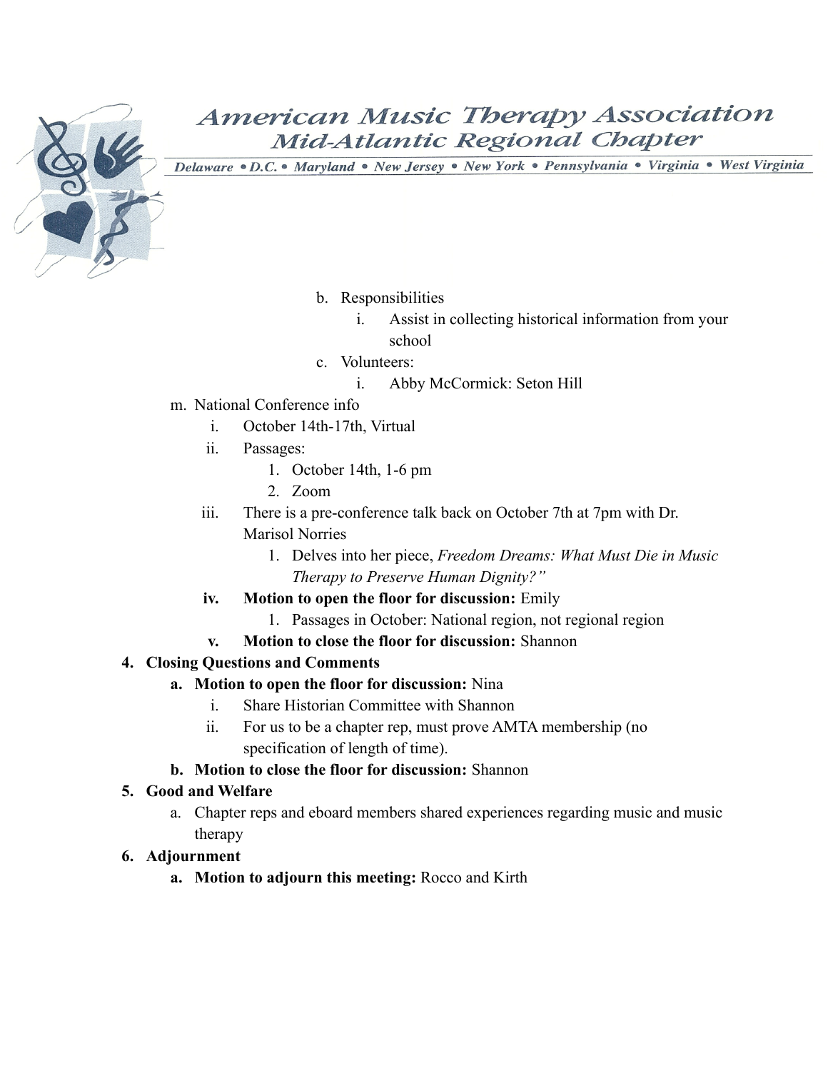American Music Therapy Association
Mid-Atlantic Regional Chapter
Delaware • D.C. • Maryland • New Jersey • New York • Pennsylvania • Virginia • West Virginia

- b. Responsibilities
  - i. Assist in collecting historical information from your school
- c. Volunteers:
  - i. Abby McCormick: Seton Hill

- m. National Conference info
  - i. October 14th-17th, Virtual
  - ii. Passages:
    1. October 14th, 1-6 pm
    2. Zoom
  - iii. There is a pre-conference talk back on October 7th at 7pm with Dr. Marisol Norries
    1. Delves into her piece, *Freedom Dreams: What Must Die in Music Therapy to Preserve Human Dignity?"*
  - **iv. Motion to open the floor for discussion:** Emily
    1. Passages in October: National region, not regional region
  - **v. Motion to close the floor for discussion:** Shannon

**4. Closing Questions and Comments**

- **a. Motion to open the floor for discussion:** Nina
  - i. Share Historian Committee with Shannon
  - ii. For us to be a chapter rep, must prove AMTA membership (no specification of length of time).
- **b. Motion to close the floor for discussion:** Shannon

**5. Good and Welfare**

- a. Chapter reps and eboard members shared experiences regarding music and music therapy

**6. Adjournment**

- **a. Motion to adjourn this meeting:** Rocco and Kirth